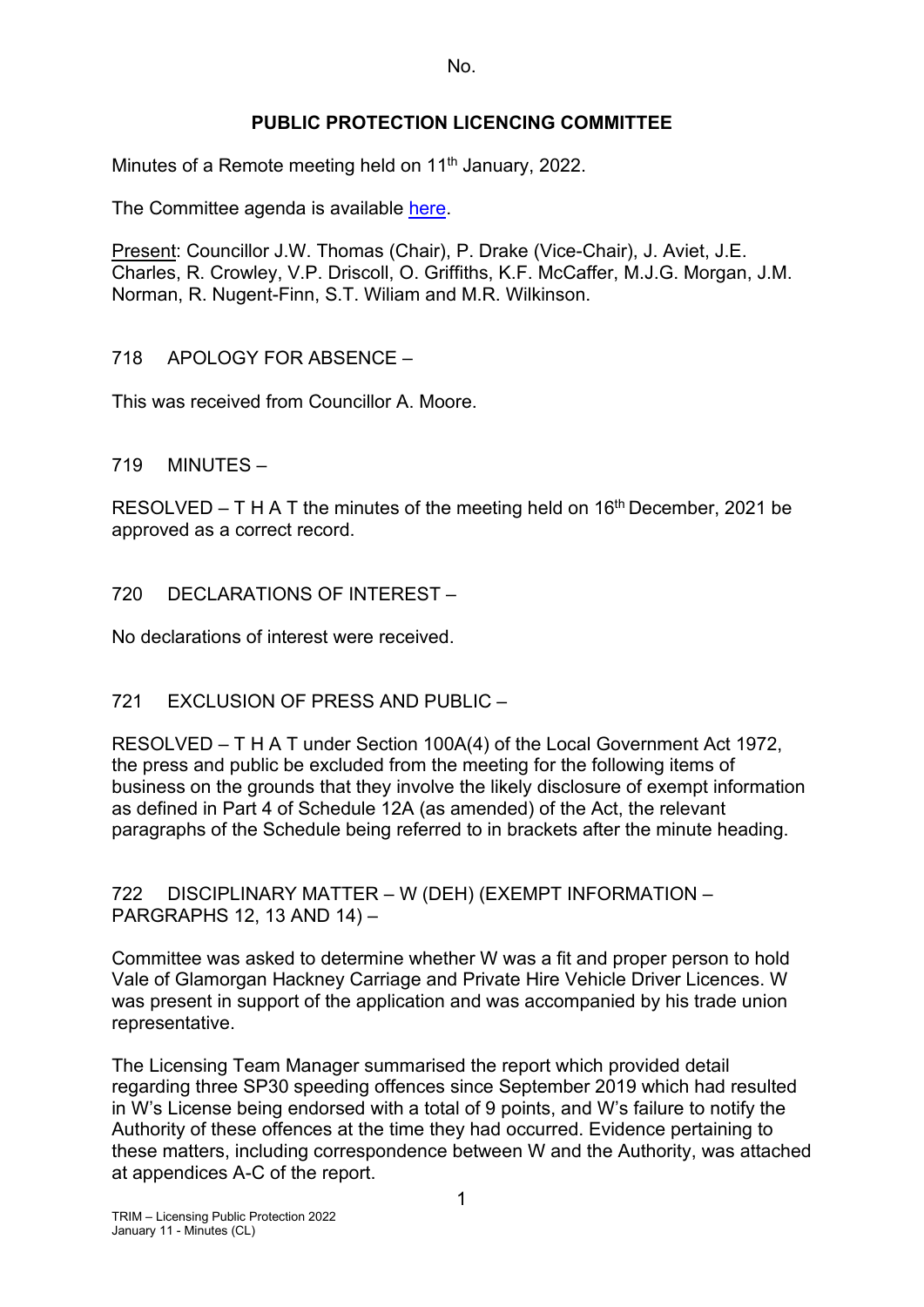No.

# PUBLIC PROTECTION LICENCING COMMITTEE

Minutes of a Remote meeting held on 11th January, 2022.

The Committee agenda is available here.

Present: Councillor J.W. Thomas (Chair), P. Drake (Vice-Chair), J. Aviet, J.E. Charles, R. Crowley, V.P. Driscoll, O. Griffiths, K.F. McCaffer, M.J.G. Morgan, J.M. Norman, R. Nugent-Finn, S.T. Wiliam and M.R. Wilkinson.

## 718 APOLOGY FOR ABSENCE –

This was received from Councillor A. Moore.

## 719 MINUTES –

RESOLVED – T H A T the minutes of the meeting held on 16th December, 2021 be approved as a correct record.

## 720 DECLARATIONS OF INTEREST –

No declarations of interest were received.

## 721 EXCLUSION OF PRESS AND PUBLIC –

RESOLVED – T H A T under Section 100A(4) of the Local Government Act 1972, the press and public be excluded from the meeting for the following items of business on the grounds that they involve the likely disclosure of exempt information as defined in Part 4 of Schedule 12A (as amended) of the Act, the relevant paragraphs of the Schedule being referred to in brackets after the minute heading.

## 722 DISCIPLINARY MATTER – W (DEH) (EXEMPT INFORMATION – PARGRAPHS 12, 13 AND 14) –

Committee was asked to determine whether W was a fit and proper person to hold Vale of Glamorgan Hackney Carriage and Private Hire Vehicle Driver Licences. W was present in support of the application and was accompanied by his trade union representative.

The Licensing Team Manager summarised the report which provided detail regarding three SP30 speeding offences since September 2019 which had resulted in W's License being endorsed with a total of 9 points, and W's failure to notify the Authority of these offences at the time they had occurred. Evidence pertaining to these matters, including correspondence between W and the Authority, was attached at appendices A-C of the report.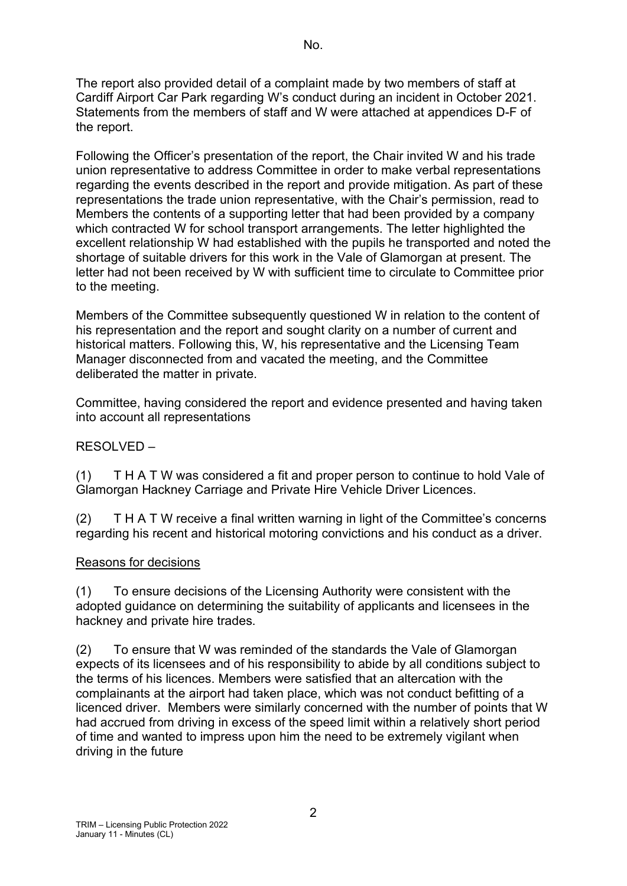The report also provided detail of a complaint made by two members of staff at Cardiff Airport Car Park regarding W's conduct during an incident in October 2021. Statements from the members of staff and W were attached at appendices D-F of the report.

Following the Officer's presentation of the report, the Chair invited W and his trade union representative to address Committee in order to make verbal representations regarding the events described in the report and provide mitigation. As part of these representations the trade union representative, with the Chair's permission, read to Members the contents of a supporting letter that had been provided by a company which contracted W for school transport arrangements. The letter highlighted the excellent relationship W had established with the pupils he transported and noted the shortage of suitable drivers for this work in the Vale of Glamorgan at present. The letter had not been received by W with sufficient time to circulate to Committee prior to the meeting.

Members of the Committee subsequently questioned W in relation to the content of his representation and the report and sought clarity on a number of current and historical matters. Following this, W, his representative and the Licensing Team Manager disconnected from and vacated the meeting, and the Committee deliberated the matter in private.

Committee, having considered the report and evidence presented and having taken into account all representations

RESOLVED –

(1) T H A T W was considered a fit and proper person to continue to hold Vale of Glamorgan Hackney Carriage and Private Hire Vehicle Driver Licences.

(2) T H A T W receive a final written warning in light of the Committee's concerns regarding his recent and historical motoring convictions and his conduct as a driver.

Reasons for decisions

(1) To ensure decisions of the Licensing Authority were consistent with the adopted guidance on determining the suitability of applicants and licensees in the hackney and private hire trades.

(2) To ensure that W was reminded of the standards the Vale of Glamorgan expects of its licensees and of his responsibility to abide by all conditions subject to the terms of his licences. Members were satisfied that an altercation with the complainants at the airport had taken place, which was not conduct befitting of a licenced driver. Members were similarly concerned with the number of points that W had accrued from driving in excess of the speed limit within a relatively short period of time and wanted to impress upon him the need to be extremely vigilant when driving in the future